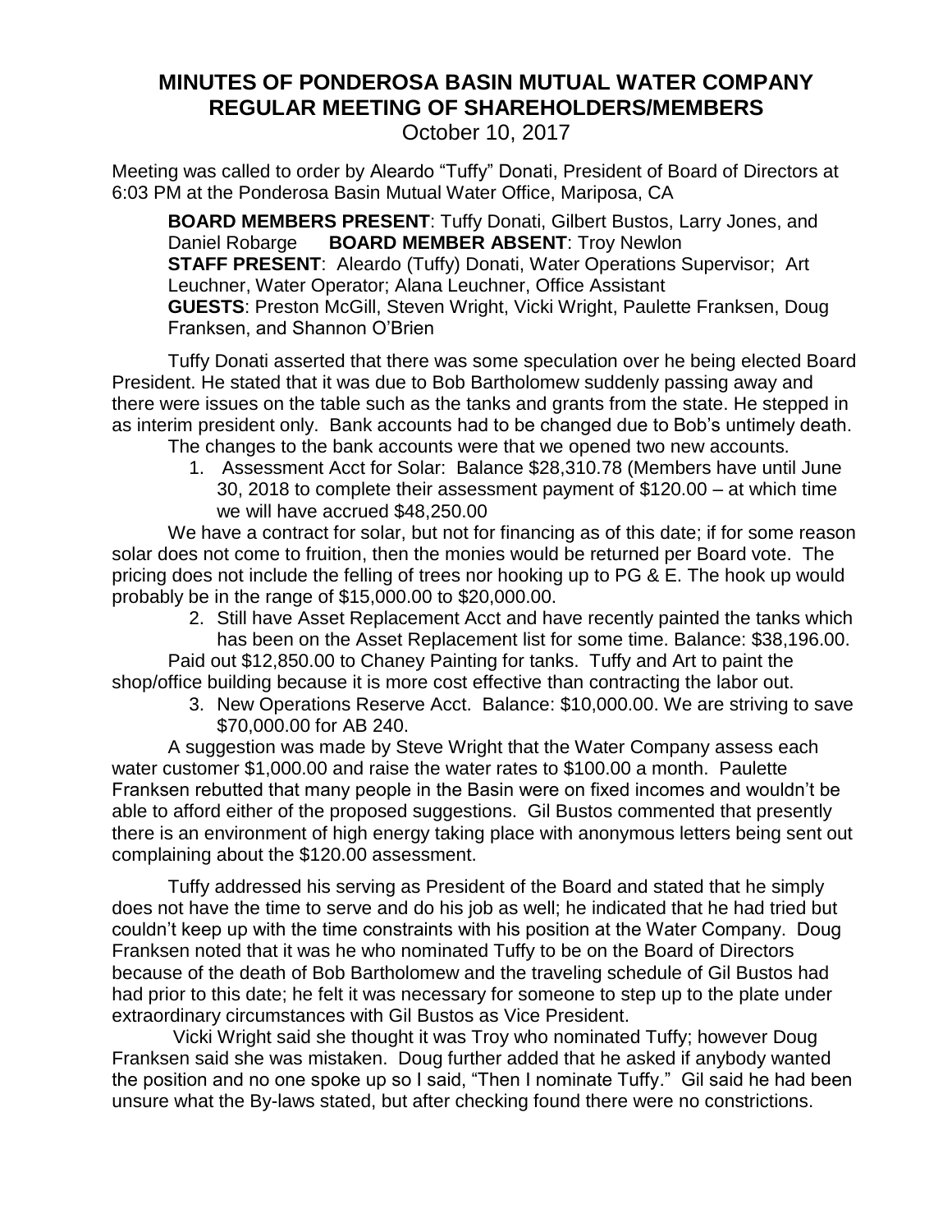# MINUTES OF PONDEROSA BASIN MUTUAL WATER COMPANY REGULAR MEETING OF SHAREHOLDERS/MEMBERS

October 10, 2017

Meeting was called to order by Aleardo "Tuffy" Donati, President of Board of Directors at 6:03 PM at the Ponderosa Basin Mutual Water Office, Mariposa, CA

**BOARD MEMBERS PRESENT**: Tuffy Donati, Gilbert Bustos, Larry Jones, and Daniel Robarge **BOARD MEMBER ABSENT**: Troy Newlon
**STAFF PRESENT**: Aleardo (Tuffy) Donati, Water Operations Supervisor; Art Leuchner, Water Operator; Alana Leuchner, Office Assistant
**GUESTS**: Preston McGill, Steven Wright, Vicki Wright, Paulette Franksen, Doug Franksen, and Shannon O'Brien

Tuffy Donati asserted that there was some speculation over he being elected Board President. He stated that it was due to Bob Bartholomew suddenly passing away and there were issues on the table such as the tanks and grants from the state. He stepped in as interim president only. Bank accounts had to be changed due to Bob's untimely death.

The changes to the bank accounts were that we opened two new accounts.

1. Assessment Acct for Solar: Balance $28,310.78 (Members have until June 30, 2018 to complete their assessment payment of $120.00 – at which time we will have accrued $48,250.00

We have a contract for solar, but not for financing as of this date; if for some reason solar does not come to fruition, then the monies would be returned per Board vote. The pricing does not include the felling of trees nor hooking up to PG & E. The hook up would probably be in the range of $15,000.00 to $20,000.00.

2. Still have Asset Replacement Acct and have recently painted the tanks which has been on the Asset Replacement list for some time. Balance: $38,196.00.

Paid out $12,850.00 to Chaney Painting for tanks. Tuffy and Art to paint the shop/office building because it is more cost effective than contracting the labor out.

3. New Operations Reserve Acct. Balance: $10,000.00. We are striving to save $70,000.00 for AB 240.

A suggestion was made by Steve Wright that the Water Company assess each water customer $1,000.00 and raise the water rates to $100.00 a month. Paulette Franksen rebutted that many people in the Basin were on fixed incomes and wouldn't be able to afford either of the proposed suggestions. Gil Bustos commented that presently there is an environment of high energy taking place with anonymous letters being sent out complaining about the $120.00 assessment.

Tuffy addressed his serving as President of the Board and stated that he simply does not have the time to serve and do his job as well; he indicated that he had tried but couldn't keep up with the time constraints with his position at the Water Company. Doug Franksen noted that it was he who nominated Tuffy to be on the Board of Directors because of the death of Bob Bartholomew and the traveling schedule of Gil Bustos had had prior to this date; he felt it was necessary for someone to step up to the plate under extraordinary circumstances with Gil Bustos as Vice President.

Vicki Wright said she thought it was Troy who nominated Tuffy; however Doug Franksen said she was mistaken. Doug further added that he asked if anybody wanted the position and no one spoke up so I said, "Then I nominate Tuffy." Gil said he had been unsure what the By-laws stated, but after checking found there were no constrictions.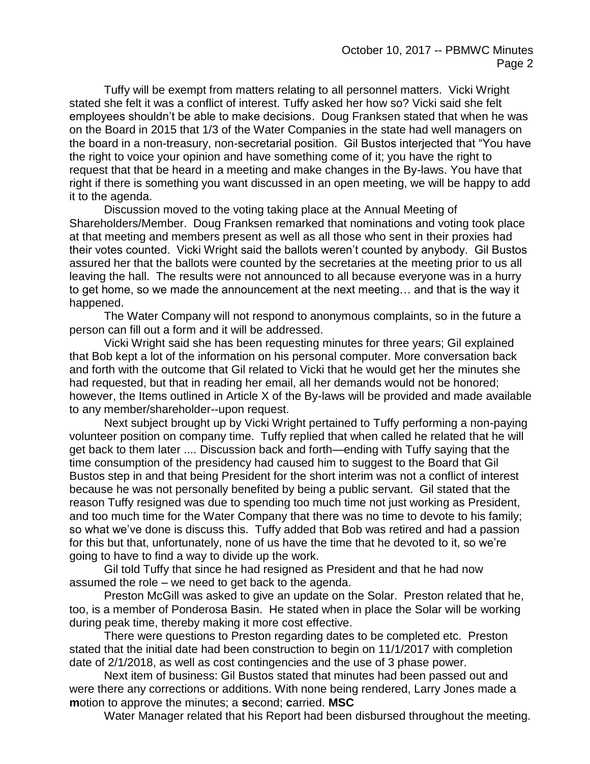Tuffy will be exempt from matters relating to all personnel matters. Vicki Wright stated she felt it was a conflict of interest. Tuffy asked her how so? Vicki said she felt employees shouldn't be able to make decisions. Doug Franksen stated that when he was on the Board in 2015 that 1/3 of the Water Companies in the state had well managers on the board in a non-treasury, non-secretarial position. Gil Bustos interjected that "You have the right to voice your opinion and have something come of it; you have the right to request that that be heard in a meeting and make changes in the By-laws. You have that right if there is something you want discussed in an open meeting, we will be happy to add it to the agenda.

Discussion moved to the voting taking place at the Annual Meeting of Shareholders/Member. Doug Franksen remarked that nominations and voting took place at that meeting and members present as well as all those who sent in their proxies had their votes counted. Vicki Wright said the ballots weren't counted by anybody. Gil Bustos assured her that the ballots were counted by the secretaries at the meeting prior to us all leaving the hall. The results were not announced to all because everyone was in a hurry to get home, so we made the announcement at the next meeting… and that is the way it happened.

The Water Company will not respond to anonymous complaints, so in the future a person can fill out a form and it will be addressed.

Vicki Wright said she has been requesting minutes for three years; Gil explained that Bob kept a lot of the information on his personal computer. More conversation back and forth with the outcome that Gil related to Vicki that he would get her the minutes she had requested, but that in reading her email, all her demands would not be honored; however, the Items outlined in Article X of the By-laws will be provided and made available to any member/shareholder--upon request.

Next subject brought up by Vicki Wright pertained to Tuffy performing a non-paying volunteer position on company time. Tuffy replied that when called he related that he will get back to them later .... Discussion back and forth—ending with Tuffy saying that the time consumption of the presidency had caused him to suggest to the Board that Gil Bustos step in and that being President for the short interim was not a conflict of interest because he was not personally benefited by being a public servant. Gil stated that the reason Tuffy resigned was due to spending too much time not just working as President, and too much time for the Water Company that there was no time to devote to his family; so what we've done is discuss this. Tuffy added that Bob was retired and had a passion for this but that, unfortunately, none of us have the time that he devoted to it, so we're going to have to find a way to divide up the work.

Gil told Tuffy that since he had resigned as President and that he had now assumed the role – we need to get back to the agenda.

Preston McGill was asked to give an update on the Solar. Preston related that he, too, is a member of Ponderosa Basin. He stated when in place the Solar will be working during peak time, thereby making it more cost effective.

There were questions to Preston regarding dates to be completed etc. Preston stated that the initial date had been construction to begin on 11/1/2017 with completion date of 2/1/2018, as well as cost contingencies and the use of 3 phase power.

Next item of business: Gil Bustos stated that minutes had been passed out and were there any corrections or additions. With none being rendered, Larry Jones made a **m**otion to approve the minutes; a **s**econd; **c**arried. **MSC**

Water Manager related that his Report had been disbursed throughout the meeting.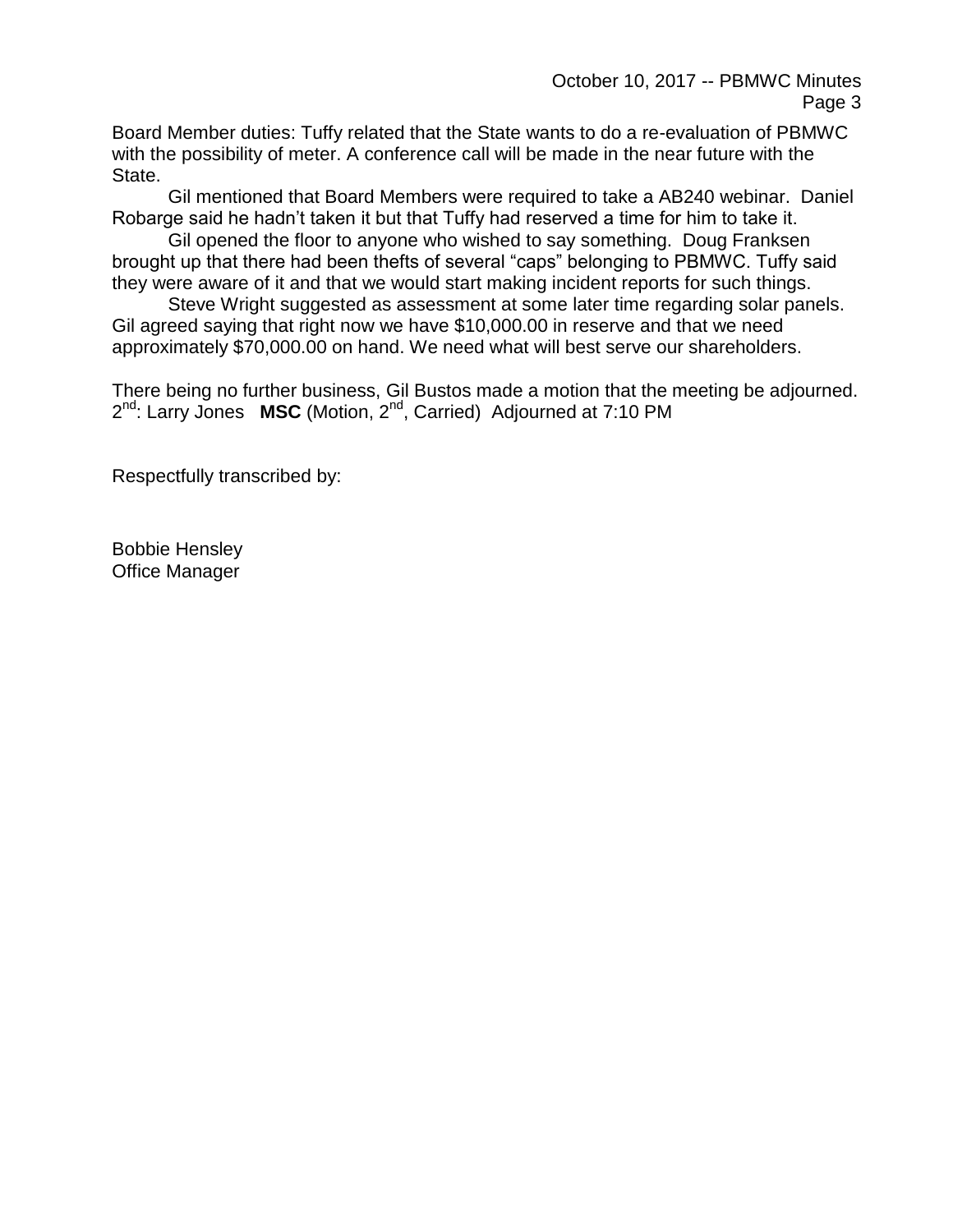Board Member duties: Tuffy related that the State wants to do a re-evaluation of PBMWC with the possibility of meter. A conference call will be made in the near future with the State.

Gil mentioned that Board Members were required to take a AB240 webinar. Daniel Robarge said he hadn't taken it but that Tuffy had reserved a time for him to take it.

Gil opened the floor to anyone who wished to say something. Doug Franksen brought up that there had been thefts of several "caps" belonging to PBMWC. Tuffy said they were aware of it and that we would start making incident reports for such things.

Steve Wright suggested as assessment at some later time regarding solar panels. Gil agreed saying that right now we have $10,000.00 in reserve and that we need approximately $70,000.00 on hand. We need what will best serve our shareholders.

There being no further business, Gil Bustos made a motion that the meeting be adjourned. 2nd: Larry Jones **MSC** (Motion, 2nd, Carried) Adjourned at 7:10 PM

Respectfully transcribed by:

Bobbie Hensley
Office Manager